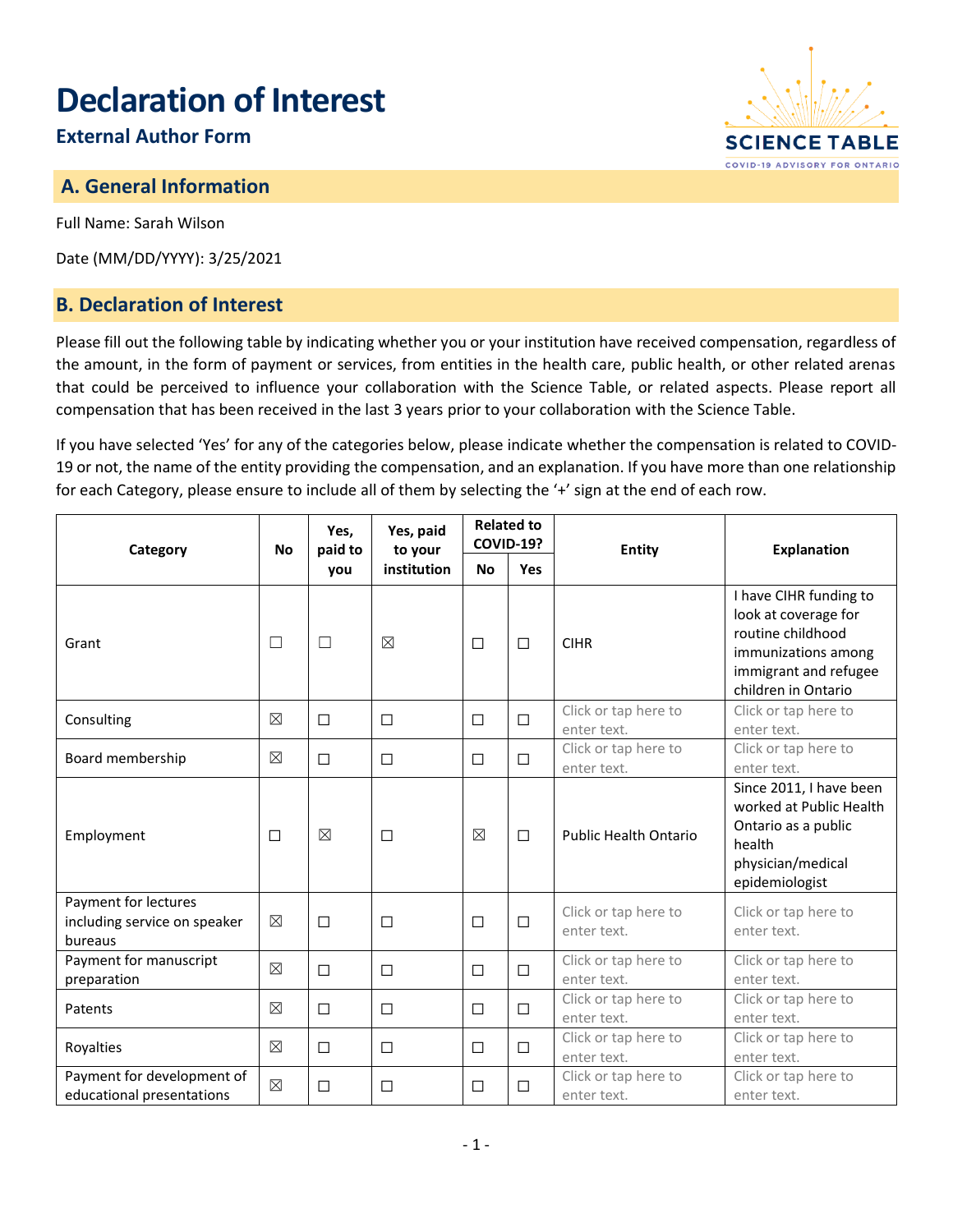# Declaration of Interest

## External Author Form

## A. General Information

Full Name: Sarah Wilson

Date (MM/DD/YYYY): 3/25/2021

## B. Declaration of Interest

Please fill out the following table by indicating whether you or your institution have received compensation, regardless of the amount, in the form of payment or services, from entities in the health care, public health, or other related arenas that could be perceived to influence your collaboration with the Science Table, or related aspects. Please report all compensation that has been received in the last 3 years prior to your collaboration with the Science Table.

If you have selected 'Yes' for any of the categories below, please indicate whether the compensation is related to COVID-19 or not, the name of the entity providing the compensation, and an explanation. If you have more than one relationship for each Category, please ensure to include all of them by selecting the '+' sign at the end of each row.

| Category | No | Yes, paid to you | Yes, paid to your institution | Related to COVID-19? | | Entity | Explanation |
|---|---|---|---|---|---|---|---|
| | | | | No | Yes | | |
| Grant | ☐ | ☐ | ☒ | ☐ | ☐ | CIHR | I have CIHR funding to look at coverage for routine childhood immunizations among immigrant and refugee children in Ontario |
| Consulting | ☒ | ☐ | ☐ | ☐ | ☐ | Click or tap here to enter text. | Click or tap here to enter text. |
| Board membership | ☒ | ☐ | ☐ | ☐ | ☐ | Click or tap here to enter text. | Click or tap here to enter text. |
| Employment | ☐ | ☒ | ☐ | ☒ | ☐ | Public Health Ontario | Since 2011, I have been worked at Public Health Ontario as a public health physician/medical epidemiologist |
| Payment for lectures including service on speaker bureaus | ☒ | ☐ | ☐ | ☐ | ☐ | Click or tap here to enter text. | Click or tap here to enter text. |
| Payment for manuscript preparation | ☒ | ☐ | ☐ | ☐ | ☐ | Click or tap here to enter text. | Click or tap here to enter text. |
| Patents | ☒ | ☐ | ☐ | ☐ | ☐ | Click or tap here to enter text. | Click or tap here to enter text. |
| Royalties | ☒ | ☐ | ☐ | ☐ | ☐ | Click or tap here to enter text. | Click or tap here to enter text. |
| Payment for development of educational presentations | ☒ | ☐ | ☐ | ☐ | ☐ | Click or tap here to enter text. | Click or tap here to enter text. |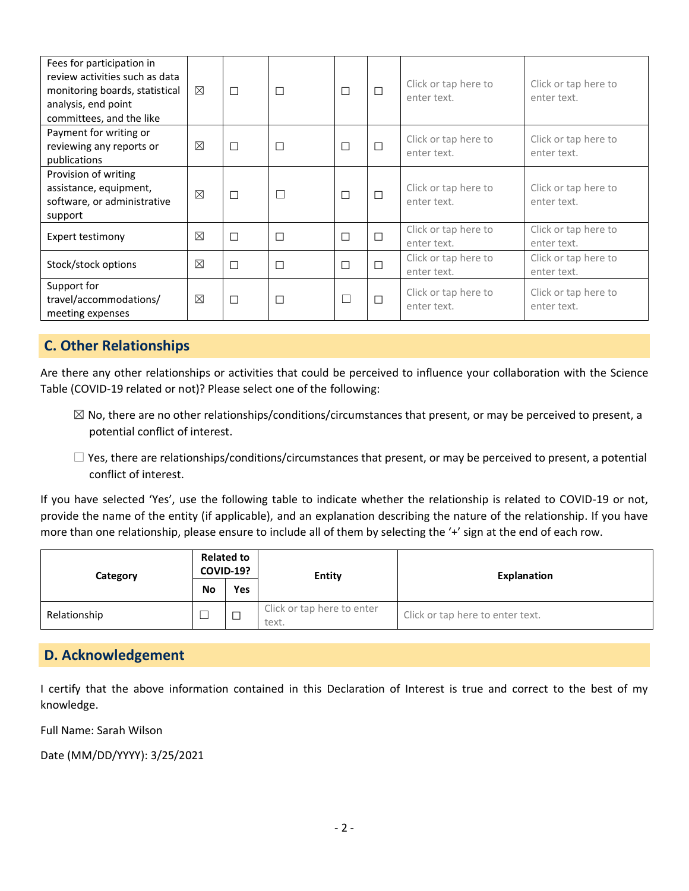| | | | | | | | |
|---|---|---|---|---|---|---|---|
| Fees for participation in review activities such as data monitoring boards, statistical analysis, end point committees, and the like | ☒ | ☐ | ☐ | ☐ | ☐ | Click or tap here to enter text. | Click or tap here to enter text. |
| Payment for writing or reviewing any reports or publications | ☒ | ☐ | ☐ | ☐ | ☐ | Click or tap here to enter text. | Click or tap here to enter text. |
| Provision of writing assistance, equipment, software, or administrative support | ☒ | ☐ | ☐ | ☐ | ☐ | Click or tap here to enter text. | Click or tap here to enter text. |
| Expert testimony | ☒ | ☐ | ☐ | ☐ | ☐ | Click or tap here to enter text. | Click or tap here to enter text. |
| Stock/stock options | ☒ | ☐ | ☐ | ☐ | ☐ | Click or tap here to enter text. | Click or tap here to enter text. |
| Support for travel/accommodations/ meeting expenses | ☒ | ☐ | ☐ | ☐ | ☐ | Click or tap here to enter text. | Click or tap here to enter text. |

## C. Other Relationships

Are there any other relationships or activities that could be perceived to influence your collaboration with the Science Table (COVID-19 related or not)? Please select one of the following:

☒ No, there are no other relationships/conditions/circumstances that present, or may be perceived to present, a potential conflict of interest.

☐ Yes, there are relationships/conditions/circumstances that present, or may be perceived to present, a potential conflict of interest.

If you have selected 'Yes', use the following table to indicate whether the relationship is related to COVID-19 or not, provide the name of the entity (if applicable), and an explanation describing the nature of the relationship. If you have more than one relationship, please ensure to include all of them by selecting the '+' sign at the end of each row.

| Category | Related to COVID-19? | | Entity | Explanation |
|---|---|---|---|---|
| | No | Yes | | |
| Relationship | ☐ | ☐ | Click or tap here to enter text. | Click or tap here to enter text. |

## D. Acknowledgement

I certify that the above information contained in this Declaration of Interest is true and correct to the best of my knowledge.

Full Name: Sarah Wilson

Date (MM/DD/YYYY): 3/25/2021